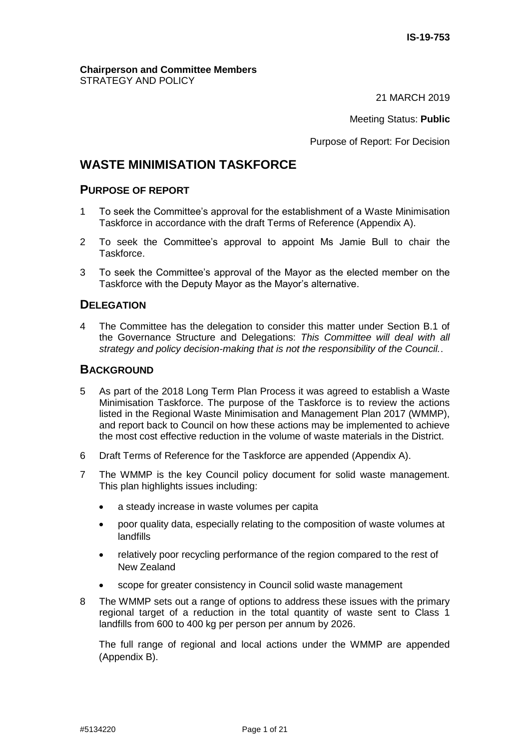**IS-19-753**

**Chairperson and Committee Members**
STRATEGY AND POLICY

21 MARCH 2019

Meeting Status: **Public**

Purpose of Report: For Decision

# WASTE MINIMISATION TASKFORCE

## PURPOSE OF REPORT

1. To seek the Committee's approval for the establishment of a Waste Minimisation Taskforce in accordance with the draft Terms of Reference (Appendix A).
2. To seek the Committee's approval to appoint Ms Jamie Bull to chair the Taskforce.
3. To seek the Committee's approval of the Mayor as the elected member on the Taskforce with the Deputy Mayor as the Mayor's alternative.

## DELEGATION

4. The Committee has the delegation to consider this matter under Section B.1 of the Governance Structure and Delegations: *This Committee will deal with all strategy and policy decision-making that is not the responsibility of the Council.*.

## BACKGROUND

5. As part of the 2018 Long Term Plan Process it was agreed to establish a Waste Minimisation Taskforce. The purpose of the Taskforce is to review the actions listed in the Regional Waste Minimisation and Management Plan 2017 (WMMP), and report back to Council on how these actions may be implemented to achieve the most cost effective reduction in the volume of waste materials in the District.
6. Draft Terms of Reference for the Taskforce are appended (Appendix A).
7. The WMMP is the key Council policy document for solid waste management. This plan highlights issues including:
   - a steady increase in waste volumes per capita
   - poor quality data, especially relating to the composition of waste volumes at landfills
   - relatively poor recycling performance of the region compared to the rest of New Zealand
   - scope for greater consistency in Council solid waste management
8. The WMMP sets out a range of options to address these issues with the primary regional target of a reduction in the total quantity of waste sent to Class 1 landfills from 600 to 400 kg per person per annum by 2026.

   The full range of regional and local actions under the WMMP are appended (Appendix B).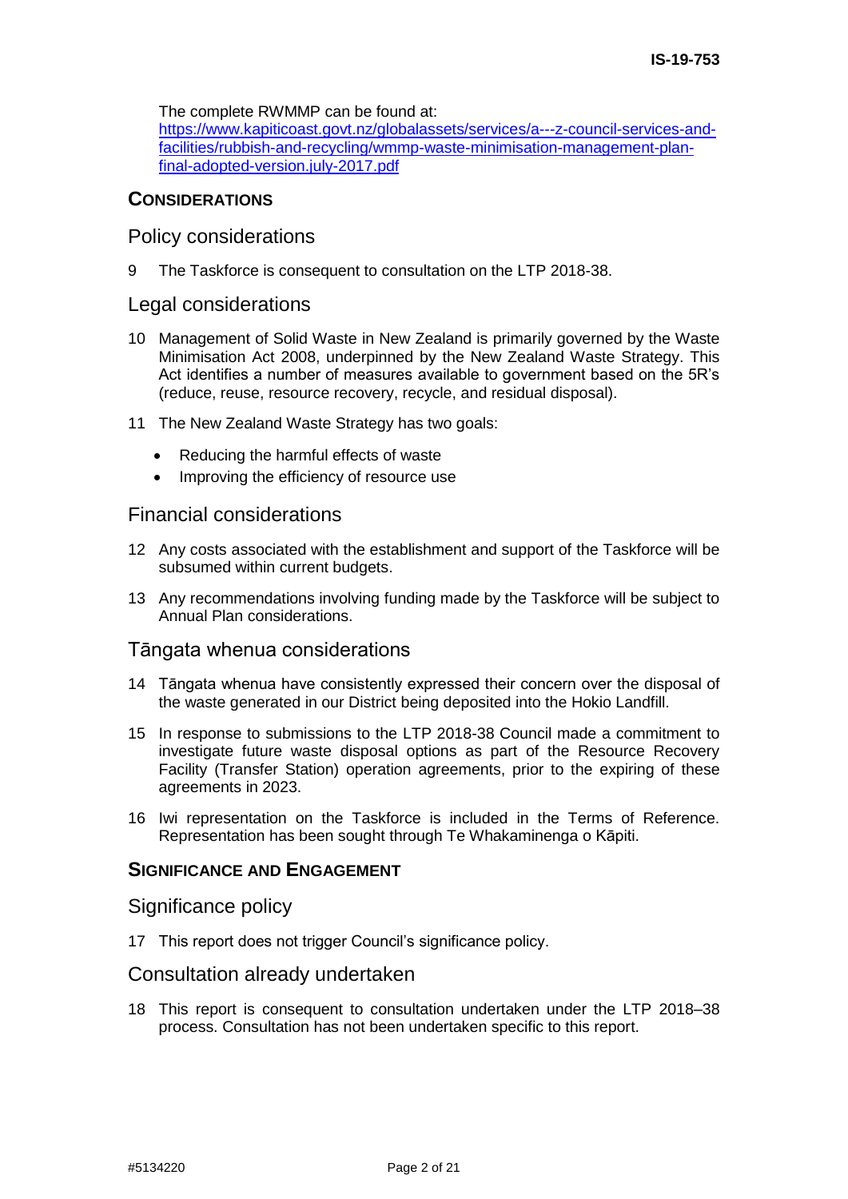The complete RWMMP can be found at:
[https://www.kapiticoast.govt.nz/globalassets/services/a---z-council-services-and-facilities/rubbish-and-recycling/wmmp-waste-minimisation-management-plan-final-adopted-version.july-2017.pdf](https://www.kapiticoast.govt.nz/globalassets/services/a---z-council-services-and-facilities/rubbish-and-recycling/wmmp-waste-minimisation-management-plan-final-adopted-version.july-2017.pdf)

## CONSIDERATIONS

### Policy considerations

9 The Taskforce is consequent to consultation on the LTP 2018-38.

### Legal considerations

10 Management of Solid Waste in New Zealand is primarily governed by the Waste Minimisation Act 2008, underpinned by the New Zealand Waste Strategy. This Act identifies a number of measures available to government based on the 5R's (reduce, reuse, resource recovery, recycle, and residual disposal).

11 The New Zealand Waste Strategy has two goals:

- Reducing the harmful effects of waste
- Improving the efficiency of resource use

### Financial considerations

12 Any costs associated with the establishment and support of the Taskforce will be subsumed within current budgets.

13 Any recommendations involving funding made by the Taskforce will be subject to Annual Plan considerations.

### Tāngata whenua considerations

14 Tāngata whenua have consistently expressed their concern over the disposal of the waste generated in our District being deposited into the Hokio Landfill.

15 In response to submissions to the LTP 2018-38 Council made a commitment to investigate future waste disposal options as part of the Resource Recovery Facility (Transfer Station) operation agreements, prior to the expiring of these agreements in 2023.

16 Iwi representation on the Taskforce is included in the Terms of Reference. Representation has been sought through Te Whakaminenga o Kāpiti.

## SIGNIFICANCE AND ENGAGEMENT

### Significance policy

17 This report does not trigger Council's significance policy.

### Consultation already undertaken

18 This report is consequent to consultation undertaken under the LTP 2018–38 process. Consultation has not been undertaken specific to this report.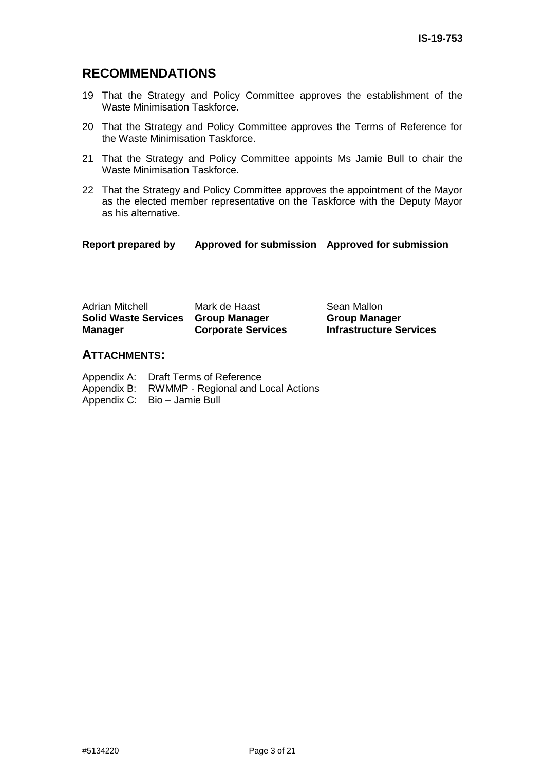## RECOMMENDATIONS

19 That the Strategy and Policy Committee approves the establishment of the Waste Minimisation Taskforce.

20 That the Strategy and Policy Committee approves the Terms of Reference for the Waste Minimisation Taskforce.

21 That the Strategy and Policy Committee appoints Ms Jamie Bull to chair the Waste Minimisation Taskforce.

22 That the Strategy and Policy Committee approves the appointment of the Mayor as the elected member representative on the Taskforce with the Deputy Mayor as his alternative.

| Report prepared by | Approved for submission | Approved for submission |
|---|---|---|
| Adrian Mitchell<br>**Solid Waste Services Manager** | Mark de Haast<br>**Group Manager Corporate Services** | Sean Mallon<br>**Group Manager Infrastructure Services** |

## ATTACHMENTS:

Appendix A: Draft Terms of Reference
Appendix B: RWMMP - Regional and Local Actions
Appendix C: Bio – Jamie Bull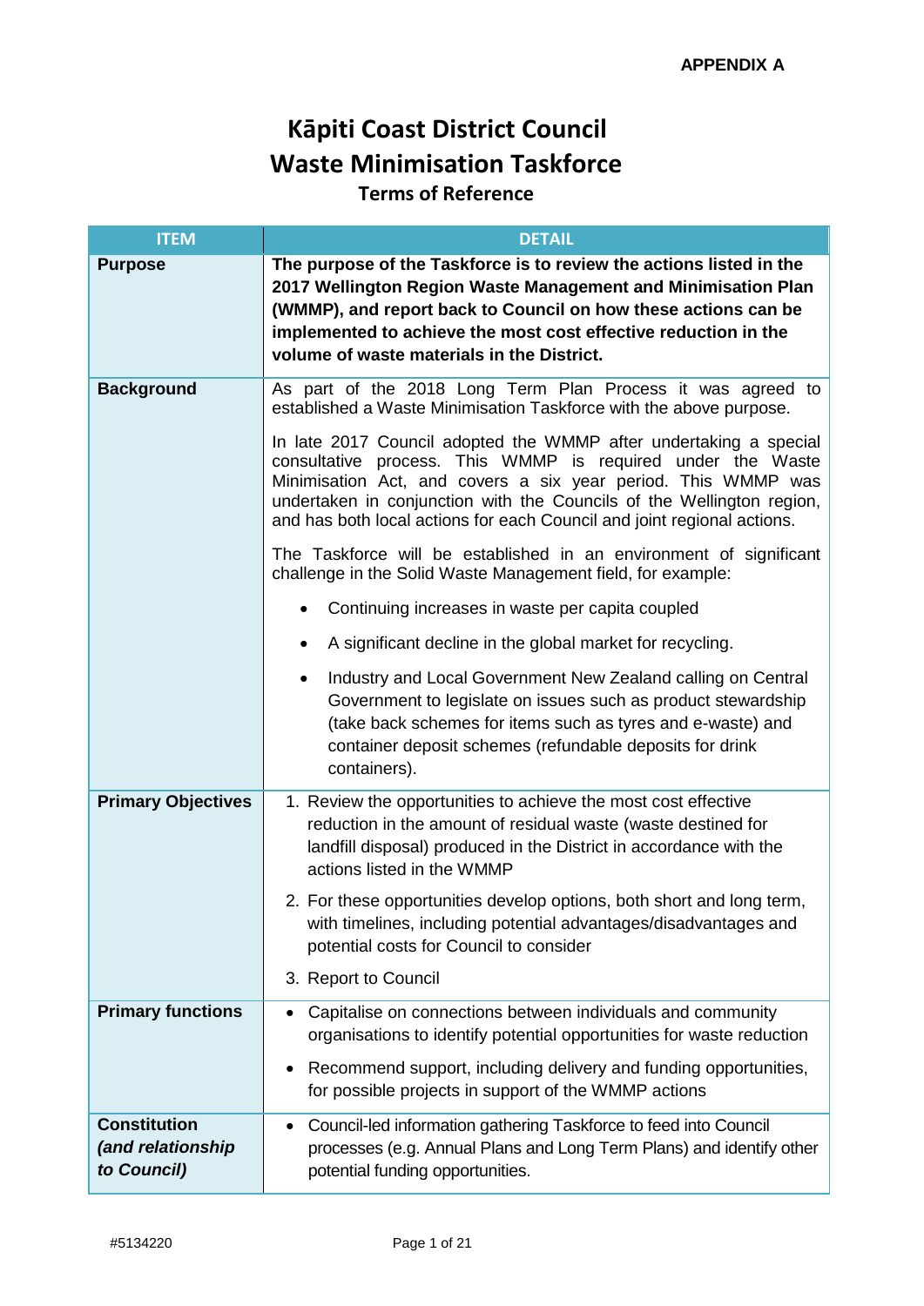**APPENDIX A**

# Kāpiti Coast District Council
# Waste Minimisation Taskforce
## Terms of Reference

| ITEM | DETAIL |
|---|---|
| **Purpose** | **The purpose of the Taskforce is to review the actions listed in the 2017 Wellington Region Waste Management and Minimisation Plan (WMMP), and report back to Council on how these actions can be implemented to achieve the most cost effective reduction in the volume of waste materials in the District.** |
| **Background** | As part of the 2018 Long Term Plan Process it was agreed to established a Waste Minimisation Taskforce with the above purpose.<br><br>In late 2017 Council adopted the WMMP after undertaking a special consultative process. This WMMP is required under the Waste Minimisation Act, and covers a six year period. This WMMP was undertaken in conjunction with the Councils of the Wellington region, and has both local actions for each Council and joint regional actions.<br><br>The Taskforce will be established in an environment of significant challenge in the Solid Waste Management field, for example:<br><br>• Continuing increases in waste per capita coupled<br>• A significant decline in the global market for recycling.<br>• Industry and Local Government New Zealand calling on Central Government to legislate on issues such as product stewardship (take back schemes for items such as tyres and e-waste) and container deposit schemes (refundable deposits for drink containers). |
| **Primary Objectives** | 1. Review the opportunities to achieve the most cost effective reduction in the amount of residual waste (waste destined for landfill disposal) produced in the District in accordance with the actions listed in the WMMP<br>2. For these opportunities develop options, both short and long term, with timelines, including potential advantages/disadvantages and potential costs for Council to consider<br>3. Report to Council |
| **Primary functions** | • Capitalise on connections between individuals and community organisations to identify potential opportunities for waste reduction<br>• Recommend support, including delivery and funding opportunities, for possible projects in support of the WMMP actions |
| **Constitution *(and relationship to Council)*** | • Council-led information gathering Taskforce to feed into Council processes (e.g. Annual Plans and Long Term Plans) and identify other potential funding opportunities. |

#5134220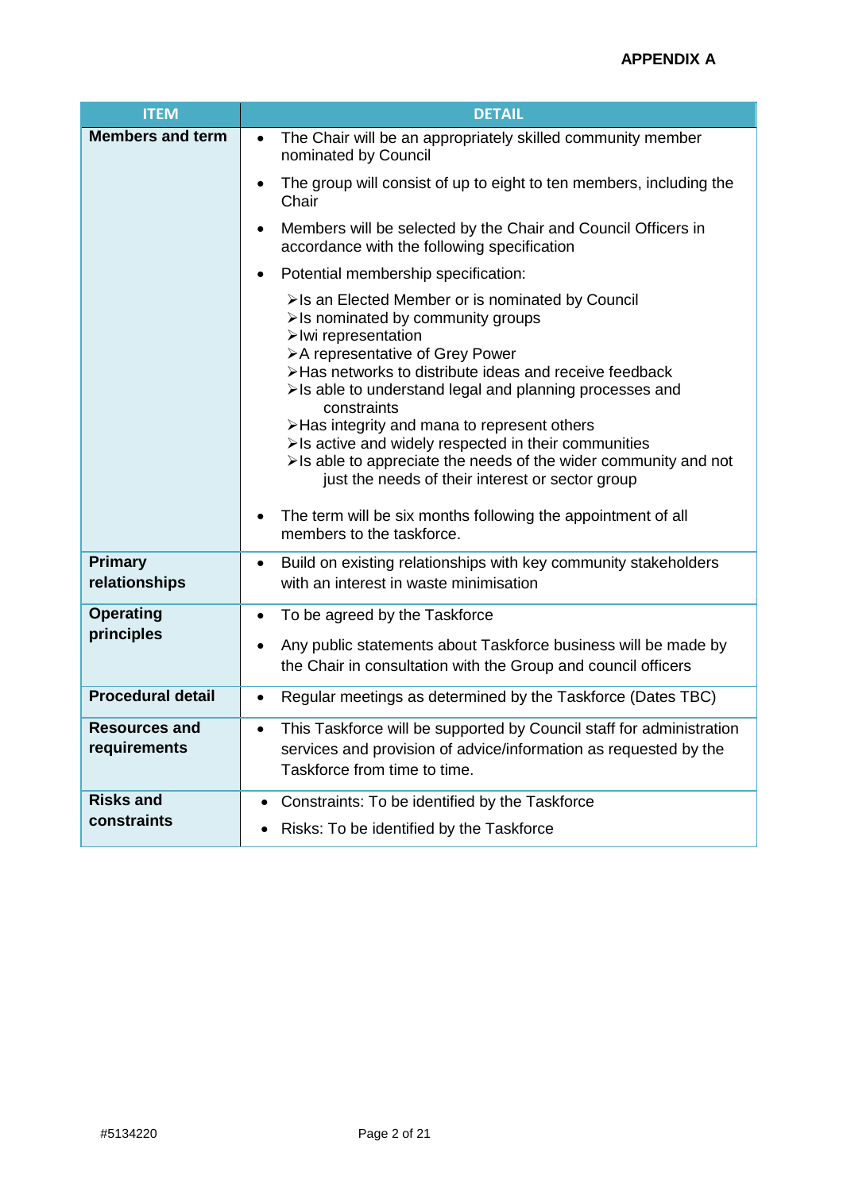**APPENDIX A**

| ITEM | DETAIL |
|---|---|
| **Members and term** | • The Chair will be an appropriately skilled community member nominated by Council<br>• The group will consist of up to eight to ten members, including the Chair<br>• Members will be selected by the Chair and Council Officers in accordance with the following specification<br>• Potential membership specification:<br>➢ Is an Elected Member or is nominated by Council<br>➢ Is nominated by community groups<br>➢ Iwi representation<br>➢ A representative of Grey Power<br>➢ Has networks to distribute ideas and receive feedback<br>➢ Is able to understand legal and planning processes and constraints<br>➢ Has integrity and mana to represent others<br>➢ Is active and widely respected in their communities<br>➢ Is able to appreciate the needs of the wider community and not just the needs of their interest or sector group<br>• The term will be six months following the appointment of all members to the taskforce. |
| **Primary relationships** | • Build on existing relationships with key community stakeholders with an interest in waste minimisation |
| **Operating principles** | • To be agreed by the Taskforce<br>• Any public statements about Taskforce business will be made by the Chair in consultation with the Group and council officers |
| **Procedural detail** | • Regular meetings as determined by the Taskforce (Dates TBC) |
| **Resources and requirements** | • This Taskforce will be supported by Council staff for administration services and provision of advice/information as requested by the Taskforce from time to time. |
| **Risks and constraints** | • Constraints: To be identified by the Taskforce<br>• Risks: To be identified by the Taskforce |

#5134220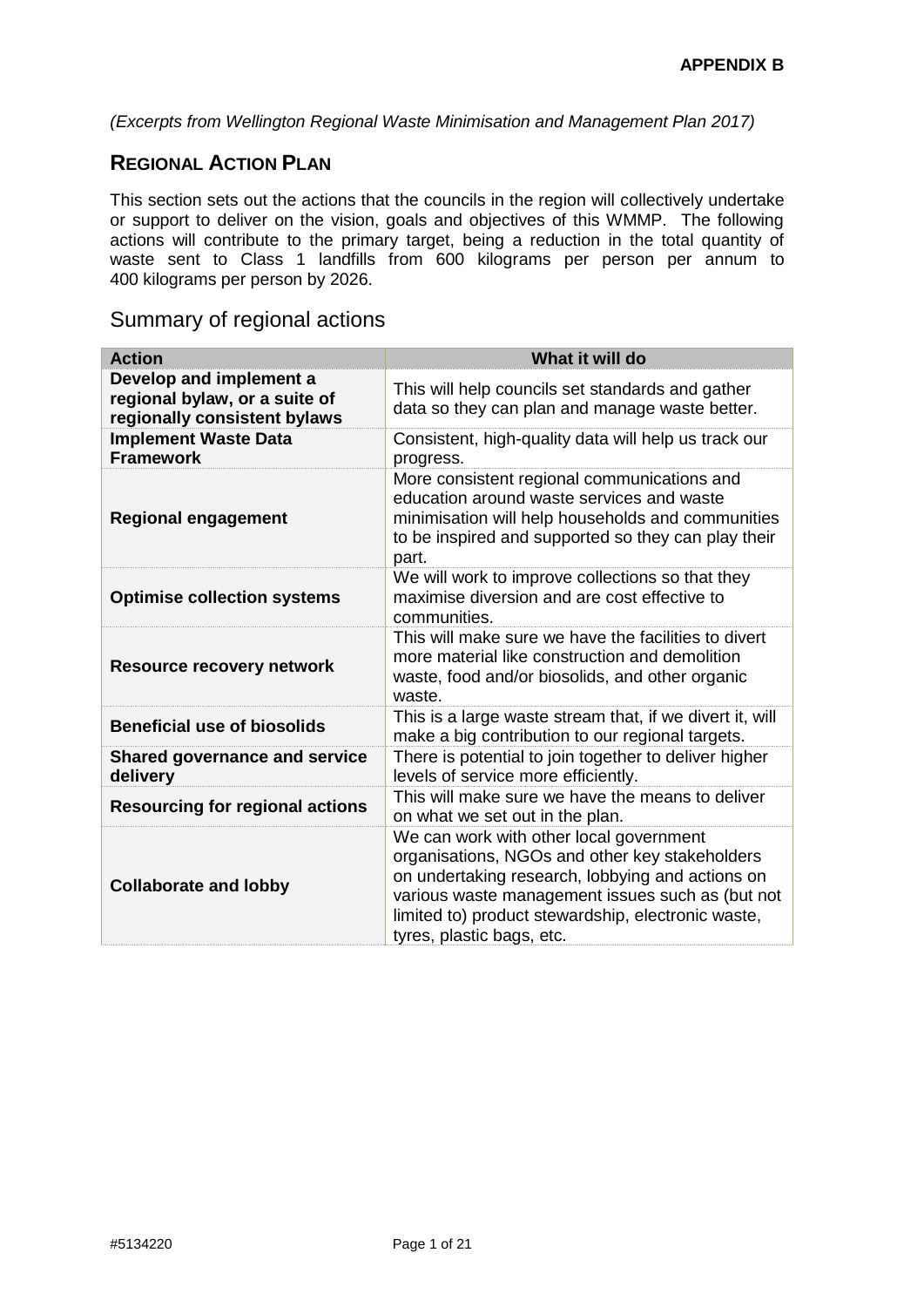**APPENDIX B**

*(Excerpts from Wellington Regional Waste Minimisation and Management Plan 2017)*

## REGIONAL ACTION PLAN

This section sets out the actions that the councils in the region will collectively undertake or support to deliver on the vision, goals and objectives of this WMMP. The following actions will contribute to the primary target, being a reduction in the total quantity of waste sent to Class 1 landfills from 600 kilograms per person per annum to 400 kilograms per person by 2026.

### Summary of regional actions

| Action | What it will do |
|---|---|
| **Develop and implement a regional bylaw, or a suite of regionally consistent bylaws** | This will help councils set standards and gather data so they can plan and manage waste better. |
| **Implement Waste Data Framework** | Consistent, high-quality data will help us track our progress. |
| **Regional engagement** | More consistent regional communications and education around waste services and waste minimisation will help households and communities to be inspired and supported so they can play their part. |
| **Optimise collection systems** | We will work to improve collections so that they maximise diversion and are cost effective to communities. |
| **Resource recovery network** | This will make sure we have the facilities to divert more material like construction and demolition waste, food and/or biosolids, and other organic waste. |
| **Beneficial use of biosolids** | This is a large waste stream that, if we divert it, will make a big contribution to our regional targets. |
| **Shared governance and service delivery** | There is potential to join together to deliver higher levels of service more efficiently. |
| **Resourcing for regional actions** | This will make sure we have the means to deliver on what we set out in the plan. |
| **Collaborate and lobby** | We can work with other local government organisations, NGOs and other key stakeholders on undertaking research, lobbying and actions on various waste management issues such as (but not limited to) product stewardship, electronic waste, tyres, plastic bags, etc. |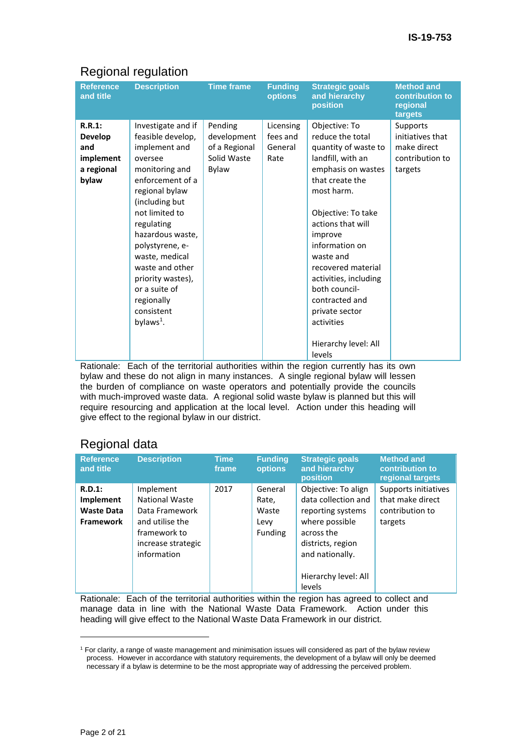## Regional regulation

| Reference and title | Description | Time frame | Funding options | Strategic goals and hierarchy position | Method and contribution to regional targets |
|---|---|---|---|---|---|
| **R.R.1: Develop and implement a regional bylaw** | Investigate and if feasible develop, implement and oversee monitoring and enforcement of a regional bylaw (including but not limited to regulating hazardous waste, polystyrene, e-waste, medical waste and other priority wastes), or a suite of regionally consistent bylaws[1]. | Pending development of a Regional Solid Waste Bylaw | Licensing fees and General Rate | Objective: To reduce the total quantity of waste to landfill, with an emphasis on wastes that create the most harm.<br><br>Objective: To take actions that will improve information on waste and recovered material activities, including both council-contracted and private sector activities<br><br>Hierarchy level: All levels | Supports initiatives that make direct contribution to targets |

Rationale: Each of the territorial authorities within the region currently has its own bylaw and these do not align in many instances. A single regional bylaw will lessen the burden of compliance on waste operators and potentially provide the councils with much-improved waste data. A regional solid waste bylaw is planned but this will require resourcing and application at the local level. Action under this heading will give effect to the regional bylaw in our district.

## Regional data

| Reference and title | Description | Time frame | Funding options | Strategic goals and hierarchy position | Method and contribution to regional targets |
|---|---|---|---|---|---|
| **R.D.1: Implement Waste Data Framework** | Implement National Waste Data Framework and utilise the framework to increase strategic information | 2017 | General Rate, Waste Levy Funding | Objective: To align data collection and reporting systems where possible across the districts, region and nationally.<br><br>Hierarchy level: All levels | Supports initiatives that make direct contribution to targets |

Rationale: Each of the territorial authorities within the region has agreed to collect and manage data in line with the National Waste Data Framework. Action under this heading will give effect to the National Waste Data Framework in our district.

---

[1] For clarity, a range of waste management and minimisation issues will considered as part of the bylaw review process. However in accordance with statutory requirements, the development of a bylaw will only be deemed necessary if a bylaw is determine to be the most appropriate way of addressing the perceived problem.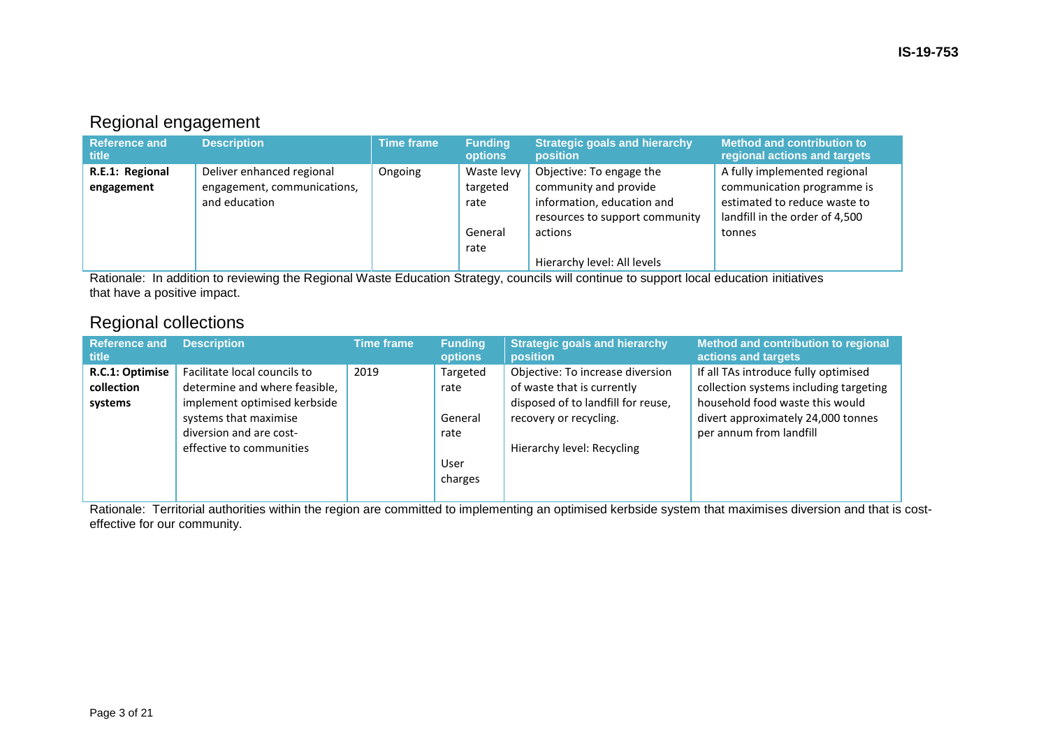## Regional engagement

| Reference and title | Description | Time frame | Funding options | Strategic goals and hierarchy position | Method and contribution to regional actions and targets |
|---|---|---|---|---|---|
| **R.E.1: Regional engagement** | Deliver enhanced regional engagement, communications, and education | Ongoing | Waste levy targeted rate<br><br>General rate | Objective: To engage the community and provide information, education and resources to support community actions<br><br>Hierarchy level: All levels | A fully implemented regional communication programme is estimated to reduce waste to landfill in the order of 4,500 tonnes |

Rationale: In addition to reviewing the Regional Waste Education Strategy, councils will continue to support local education initiatives that have a positive impact.

## Regional collections

| Reference and title | Description | Time frame | Funding options | Strategic goals and hierarchy position | Method and contribution to regional actions and targets |
|---|---|---|---|---|---|
| **R.C.1: Optimise collection systems** | Facilitate local councils to determine and where feasible, implement optimised kerbside systems that maximise diversion and are cost-effective to communities | 2019 | Targeted rate<br><br>General rate<br><br>User charges | Objective: To increase diversion of waste that is currently disposed of to landfill for reuse, recovery or recycling.<br><br>Hierarchy level: Recycling | If all TAs introduce fully optimised collection systems including targeting household food waste this would divert approximately 24,000 tonnes per annum from landfill |

Rationale: Territorial authorities within the region are committed to implementing an optimised kerbside system that maximises diversion and that is cost-effective for our community.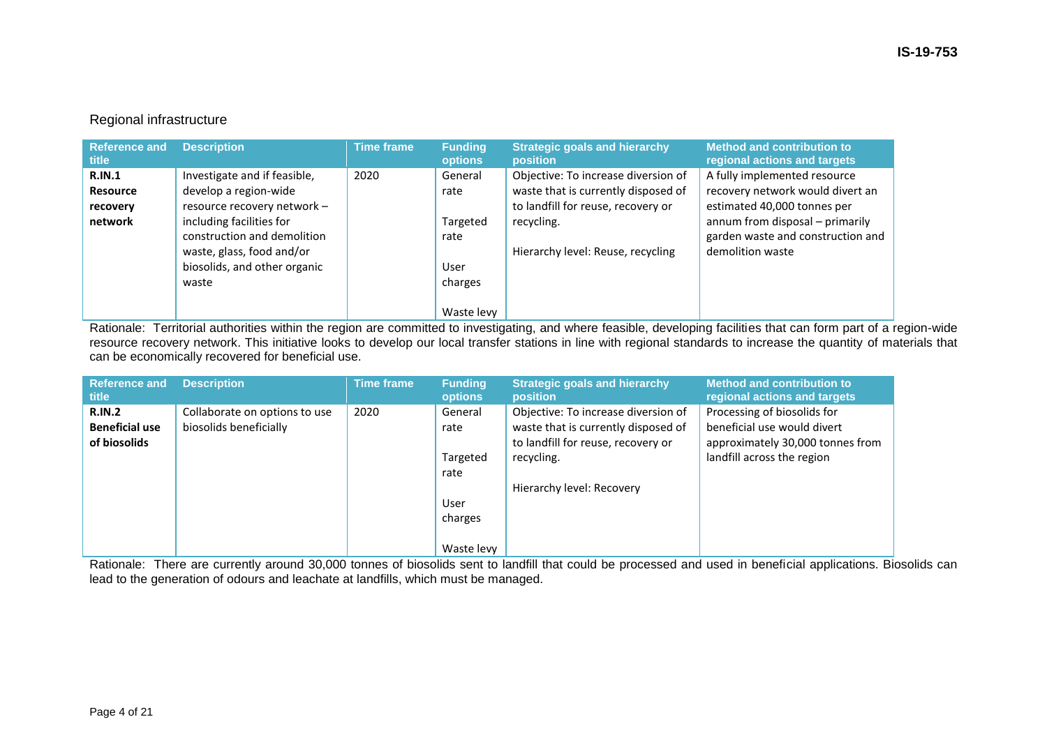## Regional infrastructure

| Reference and title | Description | Time frame | Funding options | Strategic goals and hierarchy position | Method and contribution to regional actions and targets |
|---|---|---|---|---|---|
| **R.IN.1 Resource recovery network** | Investigate and if feasible, develop a region-wide resource recovery network – including facilities for construction and demolition waste, glass, food and/or biosolids, and other organic waste | 2020 | General rate<br><br>Targeted rate<br><br>User charges<br><br>Waste levy | Objective: To increase diversion of waste that is currently disposed of to landfill for reuse, recovery or recycling.<br><br>Hierarchy level: Reuse, recycling | A fully implemented resource recovery network would divert an estimated 40,000 tonnes per annum from disposal – primarily garden waste and construction and demolition waste |

Rationale: Territorial authorities within the region are committed to investigating, and where feasible, developing facilities that can form part of a region-wide resource recovery network. This initiative looks to develop our local transfer stations in line with regional standards to increase the quantity of materials that can be economically recovered for beneficial use.

| Reference and title | Description | Time frame | Funding options | Strategic goals and hierarchy position | Method and contribution to regional actions and targets |
|---|---|---|---|---|---|
| **R.IN.2 Beneficial use of biosolids** | Collaborate on options to use biosolids beneficially | 2020 | General rate<br><br>Targeted rate<br><br>User charges<br><br>Waste levy | Objective: To increase diversion of waste that is currently disposed of to landfill for reuse, recovery or recycling.<br><br>Hierarchy level: Recovery | Processing of biosolids for beneficial use would divert approximately 30,000 tonnes from landfill across the region |

Rationale: There are currently around 30,000 tonnes of biosolids sent to landfill that could be processed and used in beneficial applications. Biosolids can lead to the generation of odours and leachate at landfills, which must be managed.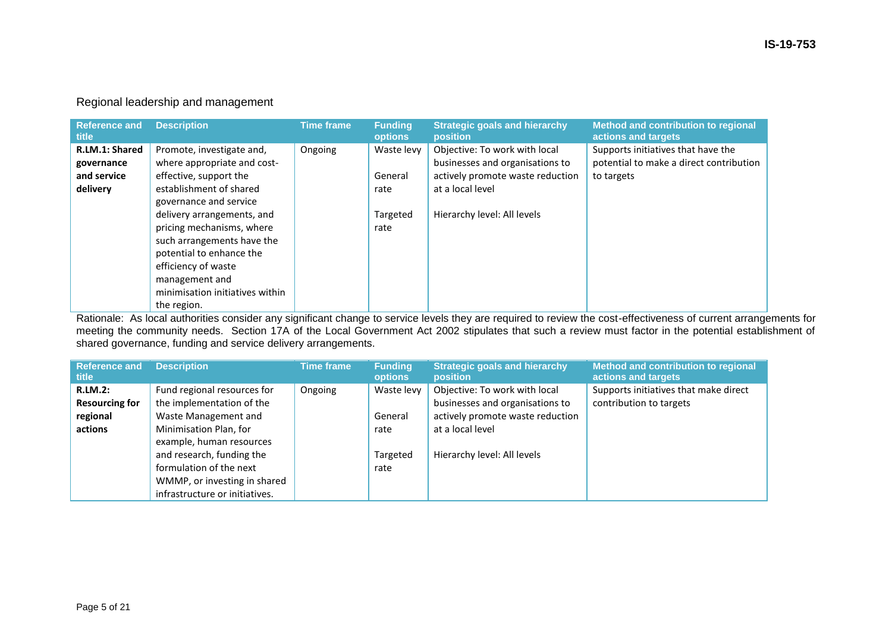## Regional leadership and management

| Reference and title | Description | Time frame | Funding options | Strategic goals and hierarchy position | Method and contribution to regional actions and targets |
|---|---|---|---|---|---|
| **R.LM.1: Shared governance and service delivery** | Promote, investigate and, where appropriate and cost-effective, support the establishment of shared governance and service delivery arrangements, and pricing mechanisms, where such arrangements have the potential to enhance the efficiency of waste management and minimisation initiatives within the region. | Ongoing | Waste levy<br><br>General rate<br><br>Targeted rate | Objective: To work with local businesses and organisations to actively promote waste reduction at a local level<br><br>Hierarchy level: All levels | Supports initiatives that have the potential to make a direct contribution to targets |

Rationale: As local authorities consider any significant change to service levels they are required to review the cost-effectiveness of current arrangements for meeting the community needs. Section 17A of the Local Government Act 2002 stipulates that such a review must factor in the potential establishment of shared governance, funding and service delivery arrangements.

| Reference and title | Description | Time frame | Funding options | Strategic goals and hierarchy position | Method and contribution to regional actions and targets |
|---|---|---|---|---|---|
| **R.LM.2: Resourcing for regional actions** | Fund regional resources for the implementation of the Waste Management and Minimisation Plan, for example, human resources and research, funding the formulation of the next WMMP, or investing in shared infrastructure or initiatives. | Ongoing | Waste levy<br><br>General rate<br><br>Targeted rate | Objective: To work with local businesses and organisations to actively promote waste reduction at a local level<br><br>Hierarchy level: All levels | Supports initiatives that make direct contribution to targets |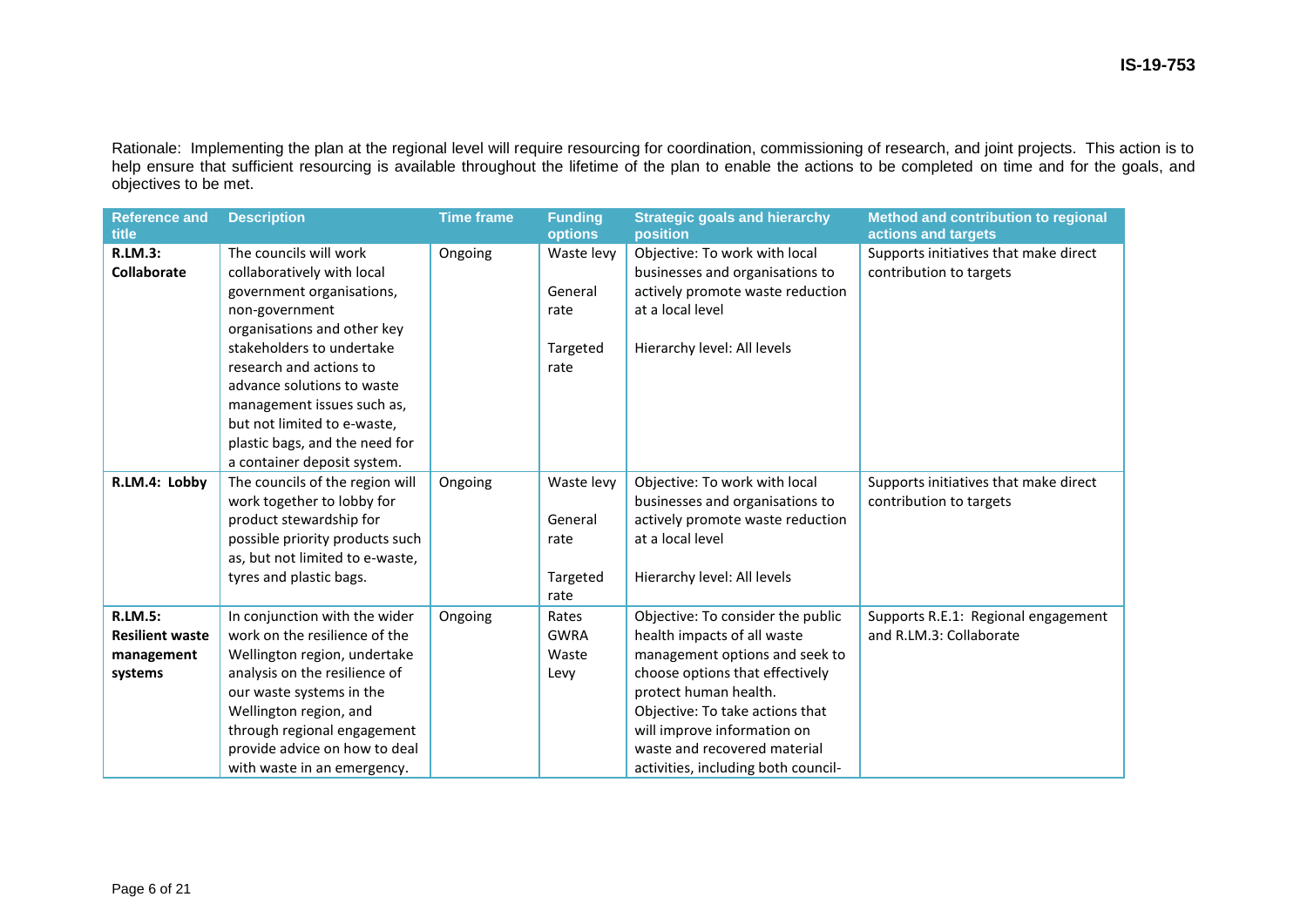Rationale: Implementing the plan at the regional level will require resourcing for coordination, commissioning of research, and joint projects. This action is to help ensure that sufficient resourcing is available throughout the lifetime of the plan to enable the actions to be completed on time and for the goals, and objectives to be met.

| Reference and title | Description | Time frame | Funding options | Strategic goals and hierarchy position | Method and contribution to regional actions and targets |
|---|---|---|---|---|---|
| **R.LM.3: Collaborate** | The councils will work collaboratively with local government organisations, non-government organisations and other key stakeholders to undertake research and actions to advance solutions to waste management issues such as, but not limited to e-waste, plastic bags, and the need for a container deposit system. | Ongoing | Waste levy<br><br>General rate<br><br>Targeted rate | Objective: To work with local businesses and organisations to actively promote waste reduction at a local level<br><br>Hierarchy level: All levels | Supports initiatives that make direct contribution to targets |
| **R.LM.4: Lobby** | The councils of the region will work together to lobby for product stewardship for possible priority products such as, but not limited to e-waste, tyres and plastic bags. | Ongoing | Waste levy<br><br>General rate<br><br>Targeted rate | Objective: To work with local businesses and organisations to actively promote waste reduction at a local level<br><br>Hierarchy level: All levels | Supports initiatives that make direct contribution to targets |
| **R.LM.5: Resilient waste management systems** | In conjunction with the wider work on the resilience of the Wellington region, undertake analysis on the resilience of our waste systems in the Wellington region, and through regional engagement provide advice on how to deal with waste in an emergency. | Ongoing | Rates<br>GWRA<br>Waste Levy | Objective: To consider the public health impacts of all waste management options and seek to choose options that effectively protect human health.<br>Objective: To take actions that will improve information on waste and recovered material activities, including both council- | Supports R.E.1: Regional engagement and R.LM.3: Collaborate |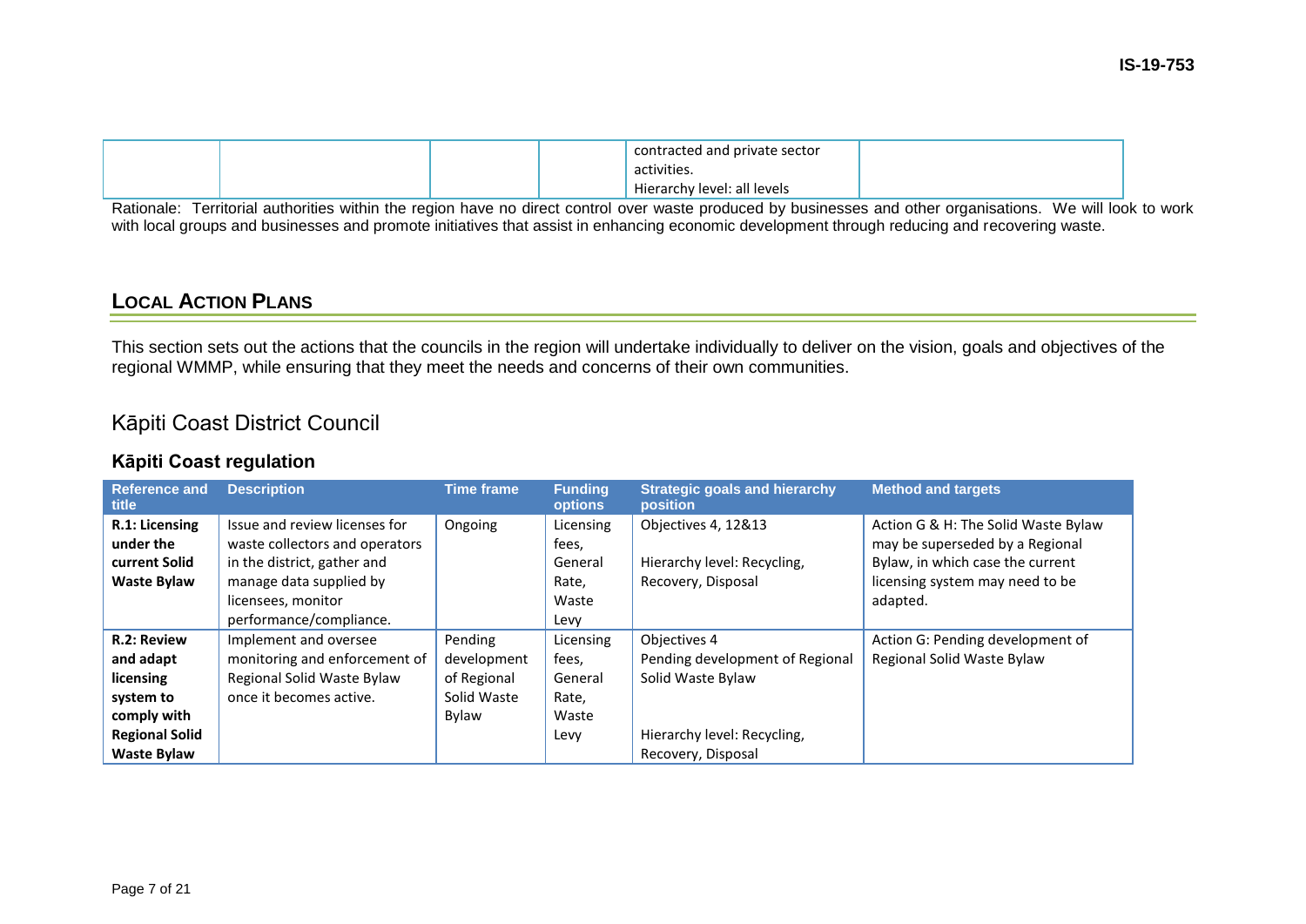| | | | | contracted and private sector activities.<br>Hierarchy level: all levels | |
|---|---|---|---|---|---|

Rationale: Territorial authorities within the region have no direct control over waste produced by businesses and other organisations. We will look to work with local groups and businesses and promote initiatives that assist in enhancing economic development through reducing and recovering waste.

## LOCAL ACTION PLANS

This section sets out the actions that the councils in the region will undertake individually to deliver on the vision, goals and objectives of the regional WMMP, while ensuring that they meet the needs and concerns of their own communities.

## Kāpiti Coast District Council

### Kāpiti Coast regulation

| Reference and title | Description | Time frame | Funding options | Strategic goals and hierarchy position | Method and targets |
|---|---|---|---|---|---|
| **R.1: Licensing under the current Solid Waste Bylaw** | Issue and review licenses for waste collectors and operators in the district, gather and manage data supplied by licensees, monitor performance/compliance. | Ongoing | Licensing fees, General Rate, Waste Levy | Objectives 4, 12&13<br><br>Hierarchy level: Recycling, Recovery, Disposal | Action G & H: The Solid Waste Bylaw may be superseded by a Regional Bylaw, in which case the current licensing system may need to be adapted. |
| **R.2: Review and adapt licensing system to comply with Regional Solid Waste Bylaw** | Implement and oversee monitoring and enforcement of Regional Solid Waste Bylaw once it becomes active. | Pending development of Regional Solid Waste Bylaw | Licensing fees, General Rate, Waste Levy | Objectives 4<br>Pending development of Regional Solid Waste Bylaw<br><br>Hierarchy level: Recycling, Recovery, Disposal | Action G: Pending development of Regional Solid Waste Bylaw |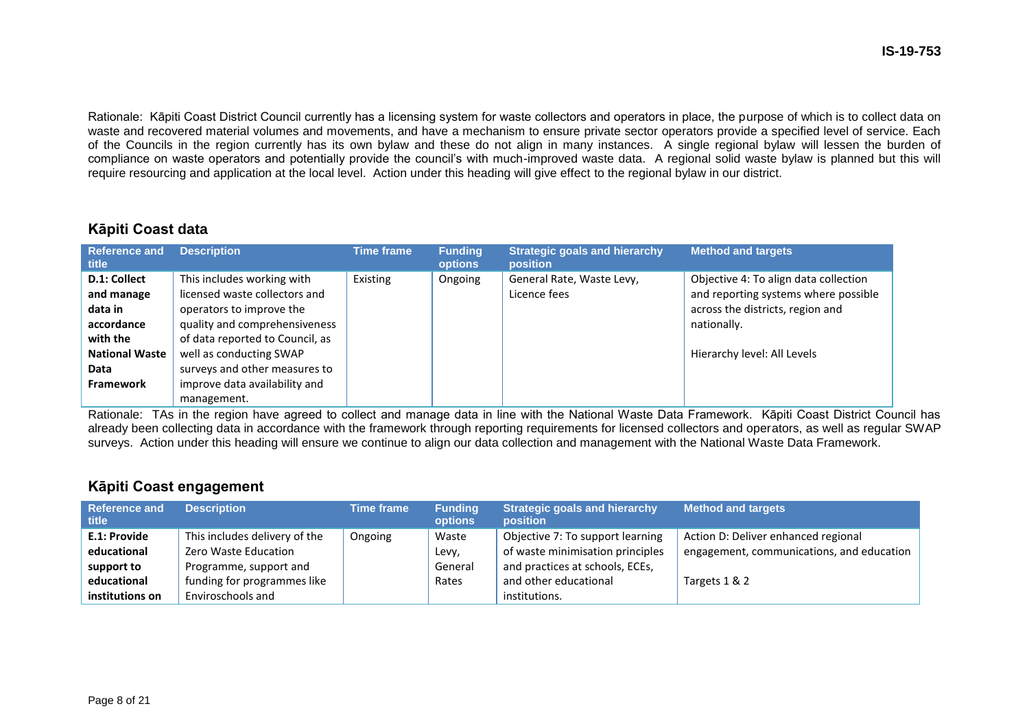Rationale: Kāpiti Coast District Council currently has a licensing system for waste collectors and operators in place, the purpose of which is to collect data on waste and recovered material volumes and movements, and have a mechanism to ensure private sector operators provide a specified level of service. Each of the Councils in the region currently has its own bylaw and these do not align in many instances. A single regional bylaw will lessen the burden of compliance on waste operators and potentially provide the council's with much-improved waste data. A regional solid waste bylaw is planned but this will require resourcing and application at the local level. Action under this heading will give effect to the regional bylaw in our district.

## Kāpiti Coast data

| Reference and title | Description | Time frame | Funding options | Strategic goals and hierarchy position | Method and targets |
|---|---|---|---|---|---|
| **D.1: Collect and manage data in accordance with the National Waste Data Framework** | This includes working with licensed waste collectors and operators to improve the quality and comprehensiveness of data reported to Council, as well as conducting SWAP surveys and other measures to improve data availability and management. | Existing | Ongoing | General Rate, Waste Levy, Licence fees | Objective 4: To align data collection and reporting systems where possible across the districts, region and nationally.<br><br>Hierarchy level: All Levels |

Rationale: TAs in the region have agreed to collect and manage data in line with the National Waste Data Framework. Kāpiti Coast District Council has already been collecting data in accordance with the framework through reporting requirements for licensed collectors and operators, as well as regular SWAP surveys. Action under this heading will ensure we continue to align our data collection and management with the National Waste Data Framework.

## Kāpiti Coast engagement

| Reference and title | Description | Time frame | Funding options | Strategic goals and hierarchy position | Method and targets |
|---|---|---|---|---|---|
| **E.1: Provide educational support to educational institutions on** | This includes delivery of the Zero Waste Education Programme, support and funding for programmes like Enviroschools and | Ongoing | Waste Levy, General Rates | Objective 7: To support learning of waste minimisation principles and practices at schools, ECEs, and other educational institutions. | Action D: Deliver enhanced regional engagement, communications, and education<br><br>Targets 1 & 2 |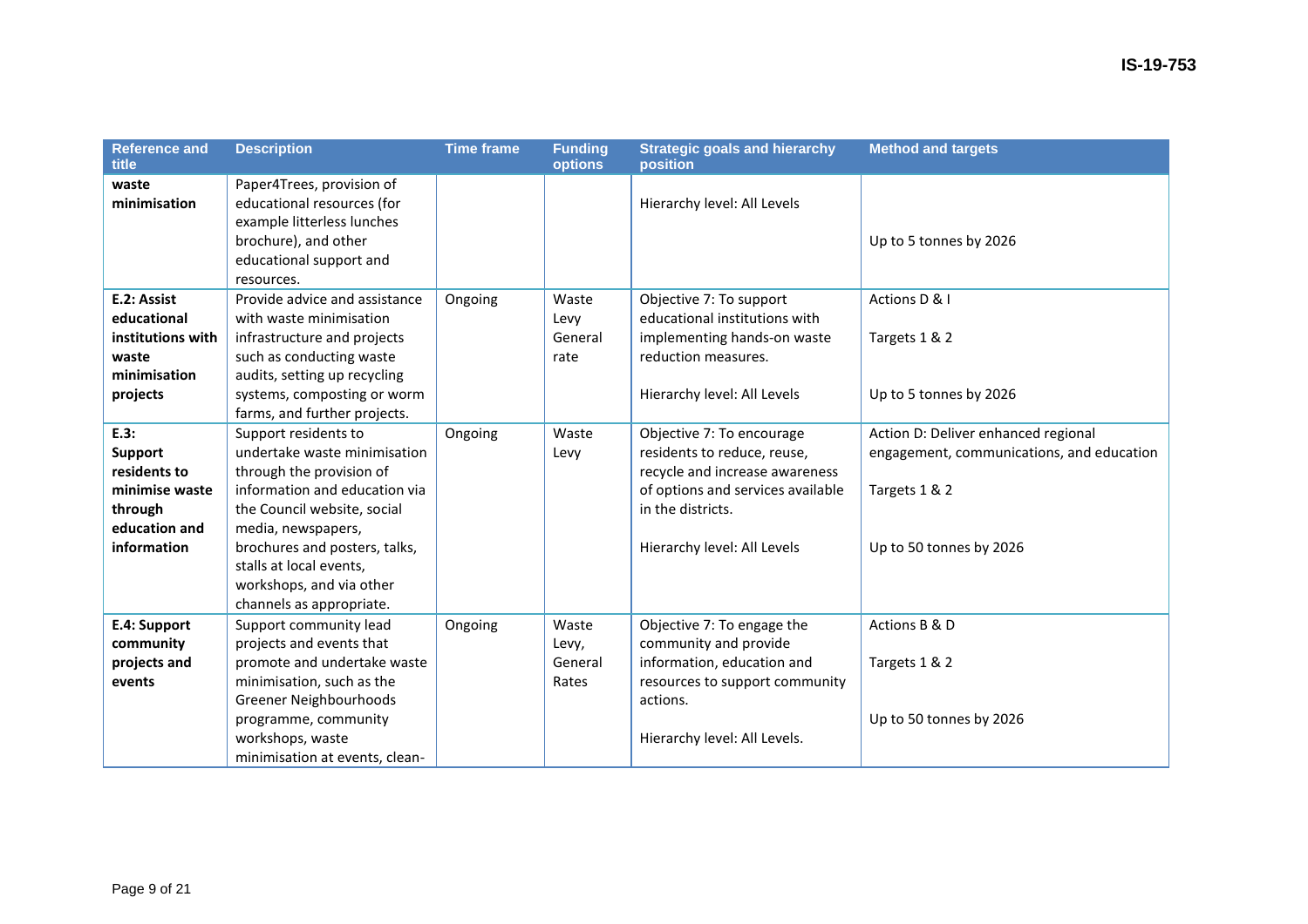| Reference and title | Description | Time frame | Funding options | Strategic goals and hierarchy position | Method and targets |
|---|---|---|---|---|---|
| **waste minimisation** | Paper4Trees, provision of educational resources (for example litterless lunches brochure), and other educational support and resources. | | | Hierarchy level: All Levels | Up to 5 tonnes by 2026 |
| **E.2: Assist educational institutions with waste minimisation projects** | Provide advice and assistance with waste minimisation infrastructure and projects such as conducting waste audits, setting up recycling systems, composting or worm farms, and further projects. | Ongoing | Waste Levy General rate | Objective 7: To support educational institutions with implementing hands-on waste reduction measures.<br><br>Hierarchy level: All Levels | Actions D & I<br><br>Targets 1 & 2<br><br>Up to 5 tonnes by 2026 |
| **E.3: Support residents to minimise waste through education and information** | Support residents to undertake waste minimisation through the provision of information and education via the Council website, social media, newspapers, brochures and posters, talks, stalls at local events, workshops, and via other channels as appropriate. | Ongoing | Waste Levy | Objective 7: To encourage residents to reduce, reuse, recycle and increase awareness of options and services available in the districts.<br><br>Hierarchy level: All Levels | Action D: Deliver enhanced regional engagement, communications, and education<br><br>Targets 1 & 2<br><br>Up to 50 tonnes by 2026 |
| **E.4: Support community projects and events** | Support community lead projects and events that promote and undertake waste minimisation, such as the Greener Neighbourhoods programme, community workshops, waste minimisation at events, clean- | Ongoing | Waste Levy, General Rates | Objective 7: To engage the community and provide information, education and resources to support community actions.<br><br>Hierarchy level: All Levels. | Actions B & D<br><br>Targets 1 & 2<br><br>Up to 50 tonnes by 2026 |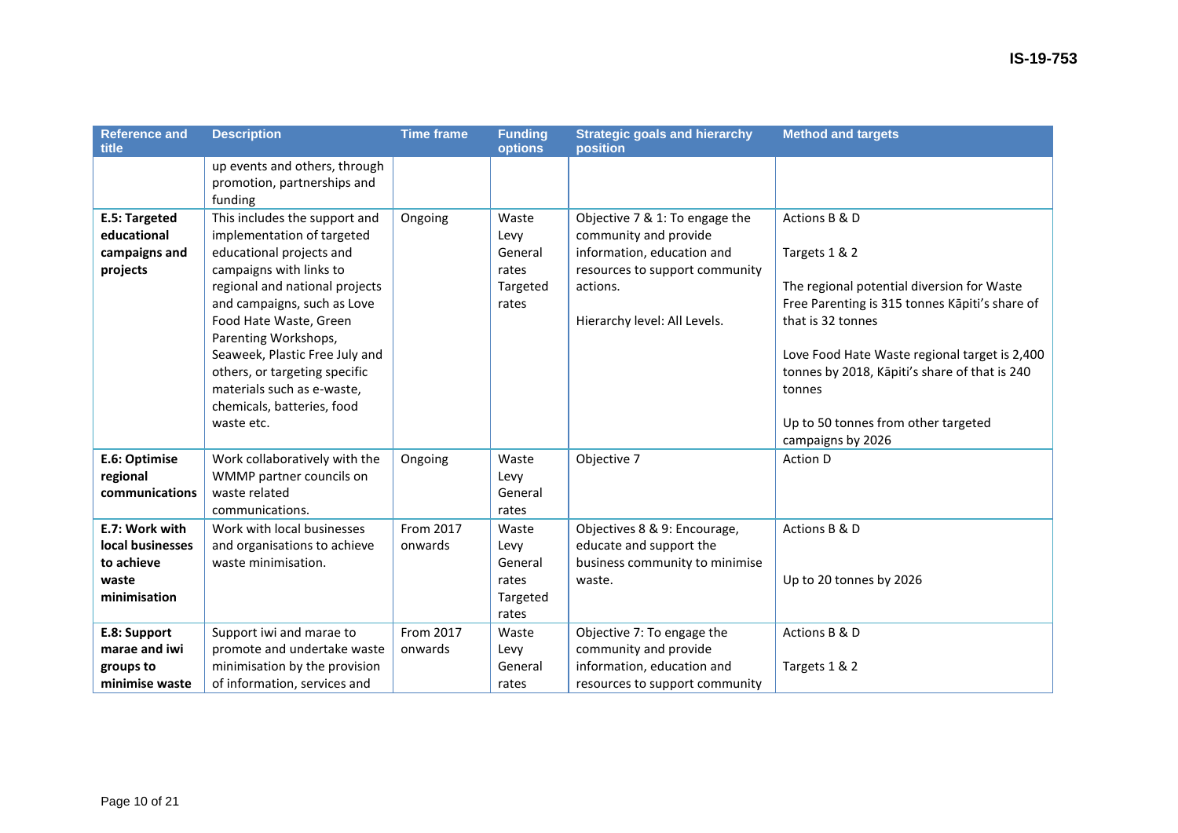| Reference and title | Description | Time frame | Funding options | Strategic goals and hierarchy position | Method and targets |
|---|---|---|---|---|---|
| | up events and others, through promotion, partnerships and funding | | | | |
| **E.5: Targeted educational campaigns and projects** | This includes the support and implementation of targeted educational projects and campaigns with links to regional and national projects and campaigns, such as Love Food Hate Waste, Green Parenting Workshops, Seaweek, Plastic Free July and others, or targeting specific materials such as e-waste, chemicals, batteries, food waste etc. | Ongoing | Waste Levy<br>General rates<br>Targeted rates | Objective 7 & 1: To engage the community and provide information, education and resources to support community actions.<br><br>Hierarchy level: All Levels. | Actions B & D<br><br>Targets 1 & 2<br><br>The regional potential diversion for Waste Free Parenting is 315 tonnes Kāpiti's share of that is 32 tonnes<br><br>Love Food Hate Waste regional target is 2,400 tonnes by 2018, Kāpiti's share of that is 240 tonnes<br><br>Up to 50 tonnes from other targeted campaigns by 2026 |
| **E.6: Optimise regional communications** | Work collaboratively with the WMMP partner councils on waste related communications. | Ongoing | Waste Levy<br>General rates | Objective 7 | Action D |
| **E.7: Work with local businesses to achieve waste minimisation** | Work with local businesses and organisations to achieve waste minimisation. | From 2017 onwards | Waste Levy<br>General rates<br>Targeted rates | Objectives 8 & 9: Encourage, educate and support the business community to minimise waste. | Actions B & D<br><br>Up to 20 tonnes by 2026 |
| **E.8: Support marae and iwi groups to minimise waste** | Support iwi and marae to promote and undertake waste minimisation by the provision of information, services and | From 2017 onwards | Waste Levy<br>General rates | Objective 7: To engage the community and provide information, education and resources to support community | Actions B & D<br><br>Targets 1 & 2 |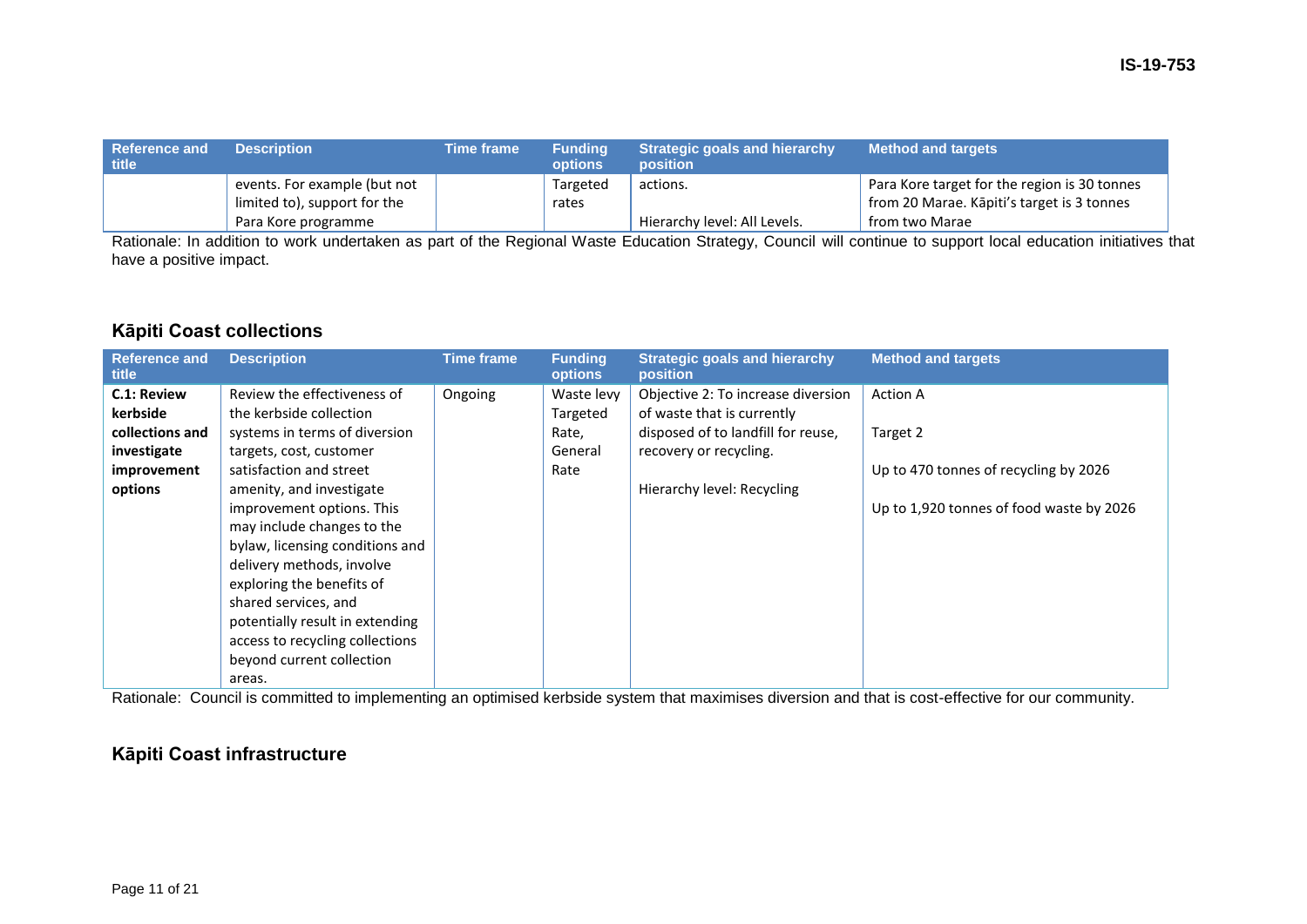| Reference and title | Description | Time frame | Funding options | Strategic goals and hierarchy position | Method and targets |
|---|---|---|---|---|---|
| | events. For example (but not limited to), support for the Para Kore programme | | Targeted rates | actions.<br><br>Hierarchy level: All Levels. | Para Kore target for the region is 30 tonnes from 20 Marae. Kāpiti's target is 3 tonnes from two Marae |

Rationale: In addition to work undertaken as part of the Regional Waste Education Strategy, Council will continue to support local education initiatives that have a positive impact.

## Kāpiti Coast collections

| Reference and title | Description | Time frame | Funding options | Strategic goals and hierarchy position | Method and targets |
|---|---|---|---|---|---|
| **C.1: Review kerbside collections and investigate improvement options** | Review the effectiveness of the kerbside collection systems in terms of diversion targets, cost, customer satisfaction and street amenity, and investigate improvement options. This may include changes to the bylaw, licensing conditions and delivery methods, involve exploring the benefits of shared services, and potentially result in extending access to recycling collections beyond current collection areas. | Ongoing | Waste levy Targeted Rate, General Rate | Objective 2: To increase diversion of waste that is currently disposed of to landfill for reuse, recovery or recycling.<br><br>Hierarchy level: Recycling | Action A<br><br>Target 2<br><br>Up to 470 tonnes of recycling by 2026<br><br>Up to 1,920 tonnes of food waste by 2026 |

Rationale: Council is committed to implementing an optimised kerbside system that maximises diversion and that is cost-effective for our community.

## Kāpiti Coast infrastructure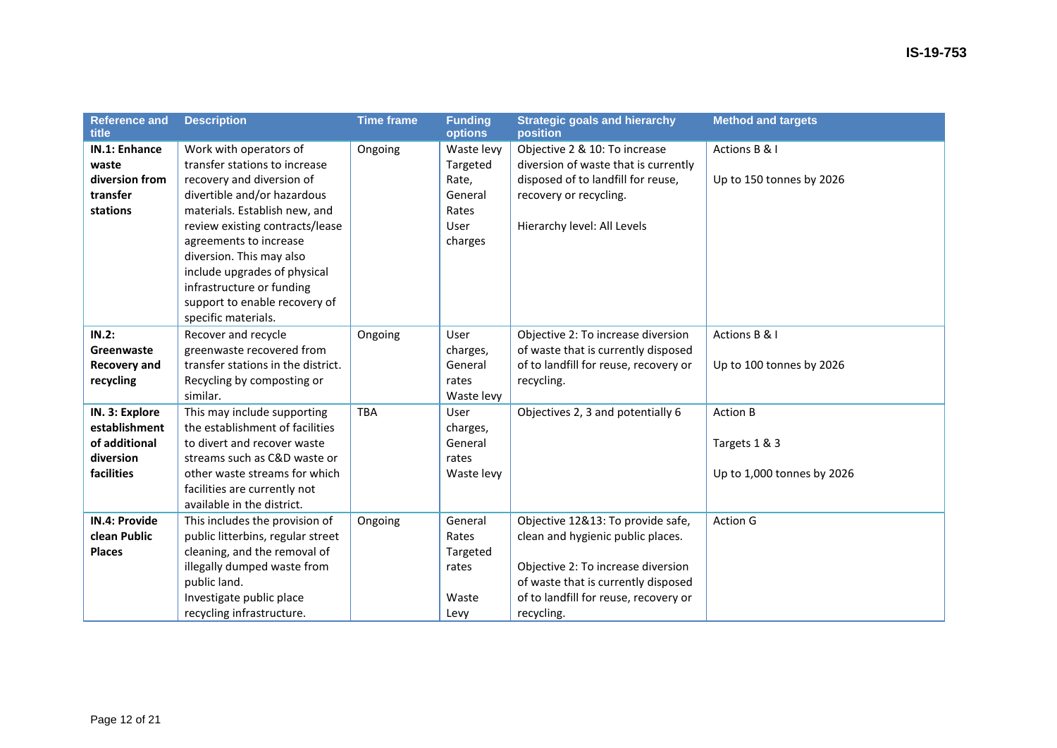| Reference and title | Description | Time frame | Funding options | Strategic goals and hierarchy position | Method and targets |
|---|---|---|---|---|---|
| **IN.1: Enhance waste diversion from transfer stations** | Work with operators of transfer stations to increase recovery and diversion of divertible and/or hazardous materials. Establish new, and review existing contracts/lease agreements to increase diversion. This may also include upgrades of physical infrastructure or funding support to enable recovery of specific materials. | Ongoing | Waste levy Targeted Rate, General Rates User charges | Objective 2 & 10: To increase diversion of waste that is currently disposed of to landfill for reuse, recovery or recycling.<br><br>Hierarchy level: All Levels | Actions B & I<br><br>Up to 150 tonnes by 2026 |
| **IN.2: Greenwaste Recovery and recycling** | Recover and recycle greenwaste recovered from transfer stations in the district. Recycling by composting or similar. | Ongoing | User charges, General rates Waste levy | Objective 2: To increase diversion of waste that is currently disposed of to landfill for reuse, recovery or recycling. | Actions B & I<br><br>Up to 100 tonnes by 2026 |
| **IN. 3: Explore establishment of additional diversion facilities** | This may include supporting the establishment of facilities to divert and recover waste streams such as C&D waste or other waste streams for which facilities are currently not available in the district. | TBA | User charges, General rates Waste levy | Objectives 2, 3 and potentially 6 | Action B<br><br>Targets 1 & 3<br><br>Up to 1,000 tonnes by 2026 |
| **IN.4: Provide clean Public Places** | This includes the provision of public litterbins, regular street cleaning, and the removal of illegally dumped waste from public land.<br>Investigate public place recycling infrastructure. | Ongoing | General Rates Targeted rates<br><br>Waste Levy | Objective 12&13: To provide safe, clean and hygienic public places.<br><br>Objective 2: To increase diversion of waste that is currently disposed of to landfill for reuse, recovery or recycling. | Action G |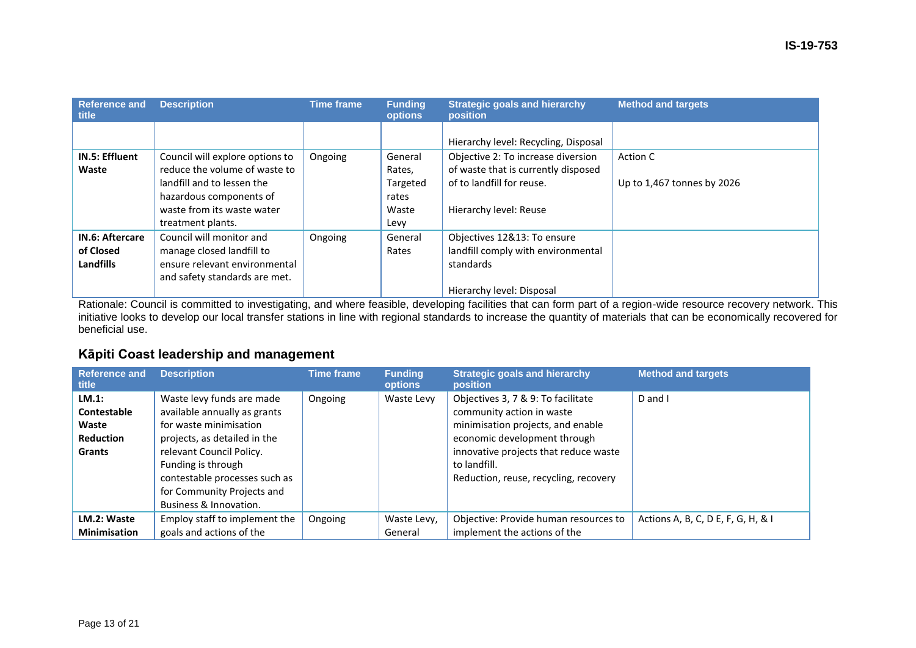| Reference and title | Description | Time frame | Funding options | Strategic goals and hierarchy position | Method and targets |
|---|---|---|---|---|---|
| | | | | Hierarchy level: Recycling, Disposal | |
| **IN.5: Effluent Waste** | Council will explore options to reduce the volume of waste to landfill and to lessen the hazardous components of waste from its waste water treatment plants. | Ongoing | General Rates, Targeted rates Waste Levy | Objective 2: To increase diversion of waste that is currently disposed of to landfill for reuse.<br><br>Hierarchy level: Reuse | Action C<br><br>Up to 1,467 tonnes by 2026 |
| **IN.6: Aftercare of Closed Landfills** | Council will monitor and manage closed landfill to ensure relevant environmental and safety standards are met. | Ongoing | General Rates | Objectives 12&13: To ensure landfill comply with environmental standards<br><br>Hierarchy level: Disposal | |

Rationale: Council is committed to investigating, and where feasible, developing facilities that can form part of a region-wide resource recovery network. This initiative looks to develop our local transfer stations in line with regional standards to increase the quantity of materials that can be economically recovered for beneficial use.

## Kāpiti Coast leadership and management

| Reference and title | Description | Time frame | Funding options | Strategic goals and hierarchy position | Method and targets |
|---|---|---|---|---|---|
| **LM.1: Contestable Waste Reduction Grants** | Waste levy funds are made available annually as grants for waste minimisation projects, as detailed in the relevant Council Policy. Funding is through contestable processes such as for Community Projects and Business & Innovation. | Ongoing | Waste Levy | Objectives 3, 7 & 9: To facilitate community action in waste minimisation projects, and enable economic development through innovative projects that reduce waste to landfill.<br>Reduction, reuse, recycling, recovery | D and I |
| **LM.2: Waste Minimisation** | Employ staff to implement the goals and actions of the | Ongoing | Waste Levy, General | Objective: Provide human resources to implement the actions of the | Actions A, B, C, D E, F, G, H, & I |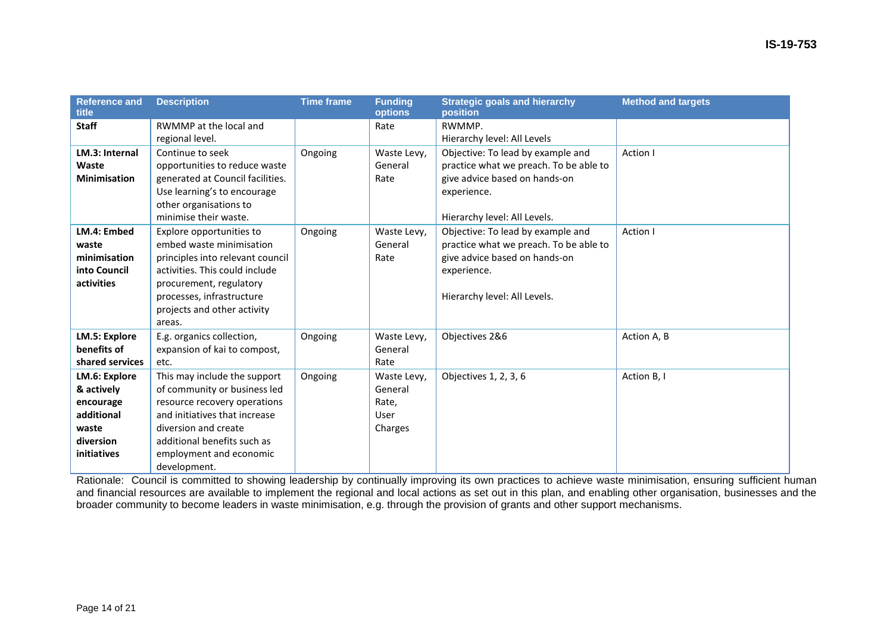| Reference and title | Description | Time frame | Funding options | Strategic goals and hierarchy position | Method and targets |
|---|---|---|---|---|---|
| **Staff** | RWMMP at the local and regional level. | | Rate | RWMMP.<br>Hierarchy level: All Levels | |
| **LM.3: Internal Waste Minimisation** | Continue to seek opportunities to reduce waste generated at Council facilities. Use learning's to encourage other organisations to minimise their waste. | Ongoing | Waste Levy, General Rate | Objective: To lead by example and practice what we preach. To be able to give advice based on hands-on experience.<br><br>Hierarchy level: All Levels. | Action I |
| **LM.4: Embed waste minimisation into Council activities** | Explore opportunities to embed waste minimisation principles into relevant council activities. This could include procurement, regulatory processes, infrastructure projects and other activity areas. | Ongoing | Waste Levy, General Rate | Objective: To lead by example and practice what we preach. To be able to give advice based on hands-on experience.<br><br>Hierarchy level: All Levels. | Action I |
| **LM.5: Explore benefits of shared services** | E.g. organics collection, expansion of kai to compost, etc. | Ongoing | Waste Levy, General Rate | Objectives 2&6 | Action A, B |
| **LM.6: Explore & actively encourage additional waste diversion initiatives** | This may include the support of community or business led resource recovery operations and initiatives that increase diversion and create additional benefits such as employment and economic development. | Ongoing | Waste Levy, General Rate, User Charges | Objectives 1, 2, 3, 6 | Action B, I |

Rationale: Council is committed to showing leadership by continually improving its own practices to achieve waste minimisation, ensuring sufficient human and financial resources are available to implement the regional and local actions as set out in this plan, and enabling other organisation, businesses and the broader community to become leaders in waste minimisation, e.g. through the provision of grants and other support mechanisms.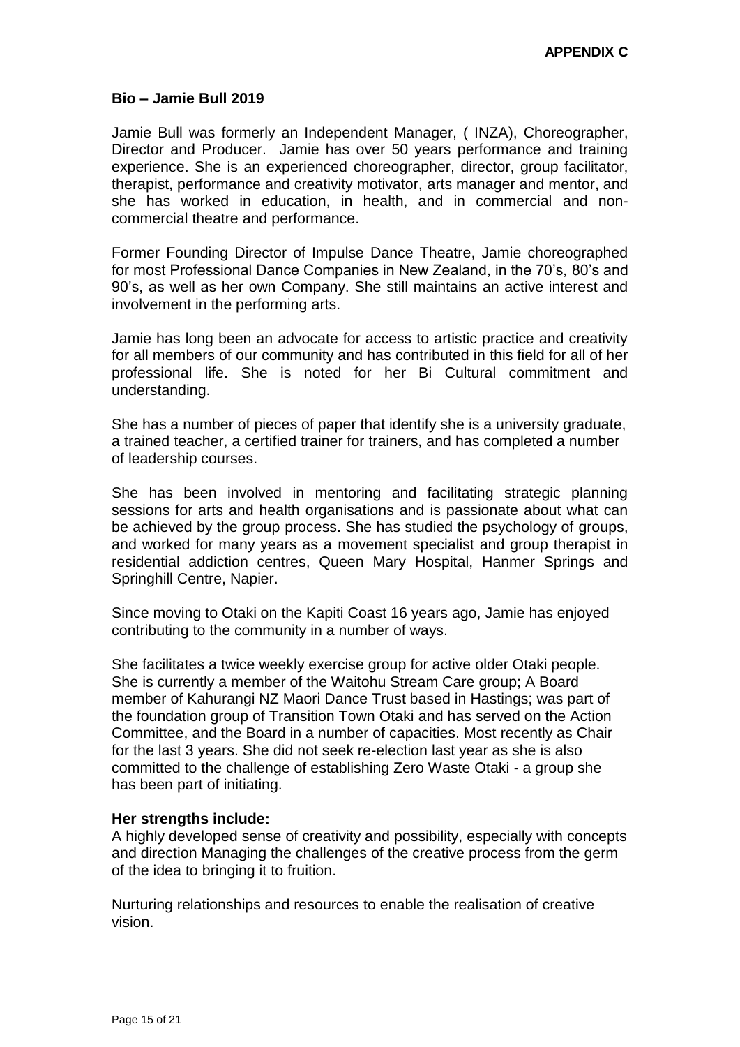**APPENDIX C**

**Bio – Jamie Bull 2019**

Jamie Bull was formerly an Independent Manager, ( INZA), Choreographer, Director and Producer. Jamie has over 50 years performance and training experience. She is an experienced choreographer, director, group facilitator, therapist, performance and creativity motivator, arts manager and mentor, and she has worked in education, in health, and in commercial and non-commercial theatre and performance.

Former Founding Director of Impulse Dance Theatre, Jamie choreographed for most Professional Dance Companies in New Zealand, in the 70's, 80's and 90's, as well as her own Company. She still maintains an active interest and involvement in the performing arts.

Jamie has long been an advocate for access to artistic practice and creativity for all members of our community and has contributed in this field for all of her professional life. She is noted for her Bi Cultural commitment and understanding.

She has a number of pieces of paper that identify she is a university graduate, a trained teacher, a certified trainer for trainers, and has completed a number of leadership courses.

She has been involved in mentoring and facilitating strategic planning sessions for arts and health organisations and is passionate about what can be achieved by the group process. She has studied the psychology of groups, and worked for many years as a movement specialist and group therapist in residential addiction centres, Queen Mary Hospital, Hanmer Springs and Springhill Centre, Napier.

Since moving to Otaki on the Kapiti Coast 16 years ago, Jamie has enjoyed contributing to the community in a number of ways.

She facilitates a twice weekly exercise group for active older Otaki people. She is currently a member of the Waitohu Stream Care group; A Board member of Kahurangi NZ Maori Dance Trust based in Hastings; was part of the foundation group of Transition Town Otaki and has served on the Action Committee, and the Board in a number of capacities. Most recently as Chair for the last 3 years. She did not seek re-election last year as she is also committed to the challenge of establishing Zero Waste Otaki - a group she has been part of initiating.

**Her strengths include:**

A highly developed sense of creativity and possibility, especially with concepts and direction Managing the challenges of the creative process from the germ of the idea to bringing it to fruition.

Nurturing relationships and resources to enable the realisation of creative vision.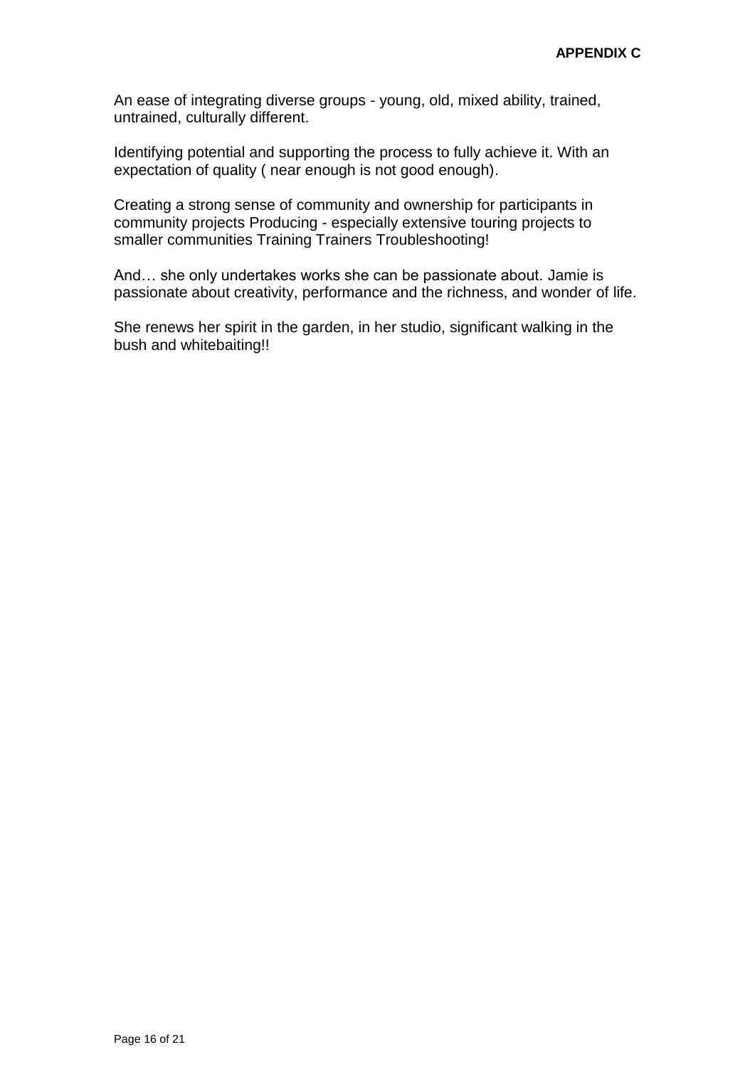An ease of integrating diverse groups - young, old, mixed ability, trained, untrained, culturally different.

Identifying potential and supporting the process to fully achieve it. With an expectation of quality ( near enough is not good enough).

Creating a strong sense of community and ownership for participants in community projects Producing - especially extensive touring projects to smaller communities Training Trainers Troubleshooting!

And… she only undertakes works she can be passionate about. Jamie is passionate about creativity, performance and the richness, and wonder of life.

She renews her spirit in the garden, in her studio, significant walking in the bush and whitebaiting!!